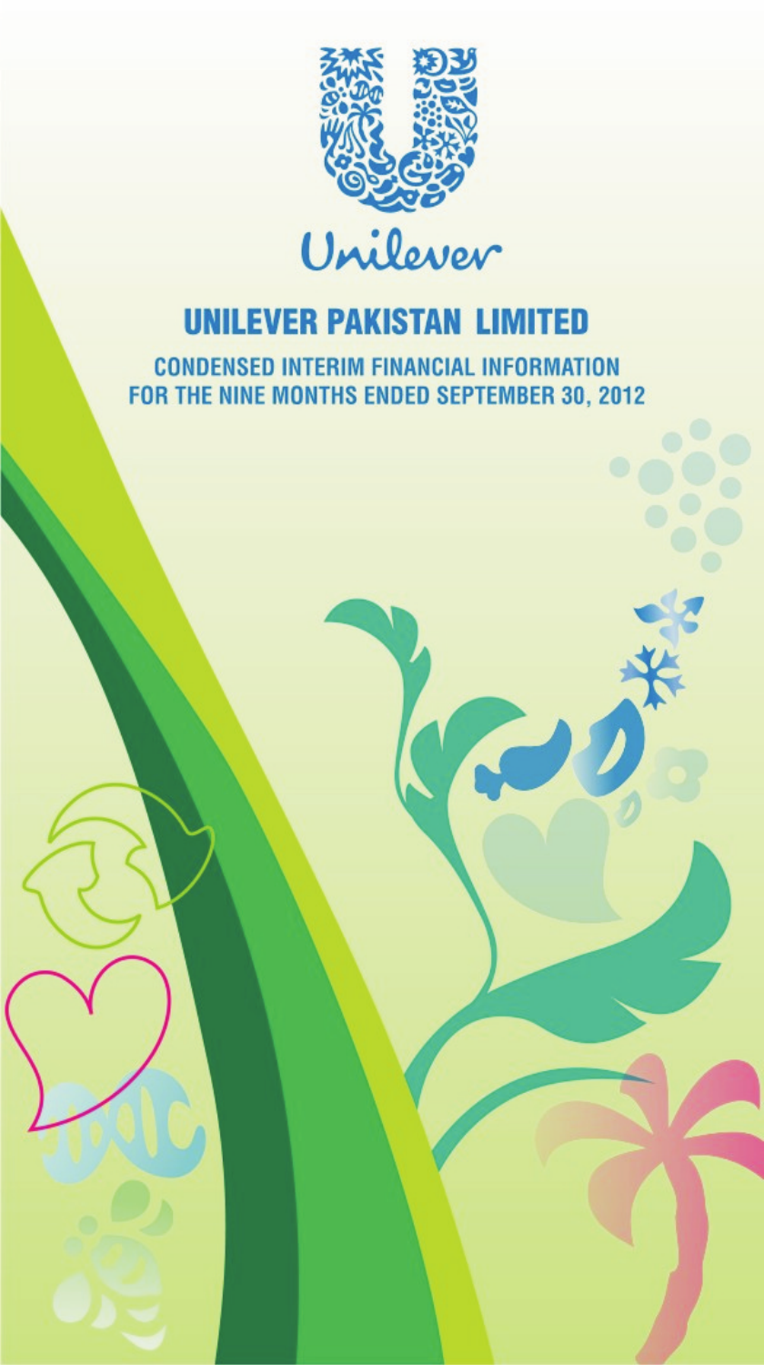Unilever

# UNILEVER PAKISTAN LIMITED

## CONDENSED INTERIM FINANCIAL INFORMATION FOR THE NINE MONTHS ENDED SEPTEMBER 30, 2012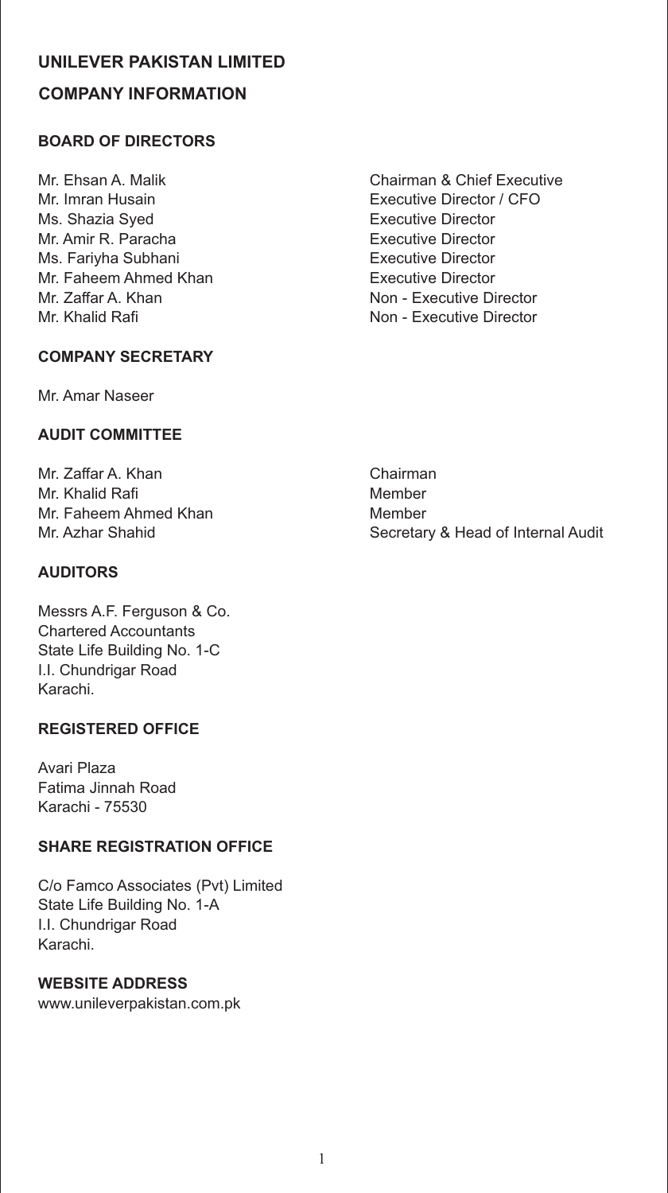# UNILEVER PAKISTAN LIMITED

## COMPANY INFORMATION

### BOARD OF DIRECTORS

| | |
|---|---|
| Mr. Ehsan A. Malik | Chairman & Chief Executive |
| Mr. Imran Husain | Executive Director / CFO |
| Ms. Shazia Syed | Executive Director |
| Mr. Amir R. Paracha | Executive Director |
| Ms. Fariyha Subhani | Executive Director |
| Mr. Faheem Ahmed Khan | Executive Director |
| Mr. Zaffar A. Khan | Non - Executive Director |
| Mr. Khalid Rafi | Non - Executive Director |

### COMPANY SECRETARY

Mr. Amar Naseer

### AUDIT COMMITTEE

| | |
|---|---|
| Mr. Zaffar A. Khan | Chairman |
| Mr. Khalid Rafi | Member |
| Mr. Faheem Ahmed Khan | Member |
| Mr. Azhar Shahid | Secretary & Head of Internal Audit |

### AUDITORS

Messrs A.F. Ferguson & Co.
Chartered Accountants
State Life Building No. 1-C
I.I. Chundrigar Road
Karachi.

### REGISTERED OFFICE

Avari Plaza
Fatima Jinnah Road
Karachi - 75530

### SHARE REGISTRATION OFFICE

C/o Famco Associates (Pvt) Limited
State Life Building No. 1-A
I.I. Chundrigar Road
Karachi.

### WEBSITE ADDRESS

www.unileverpakistan.com.pk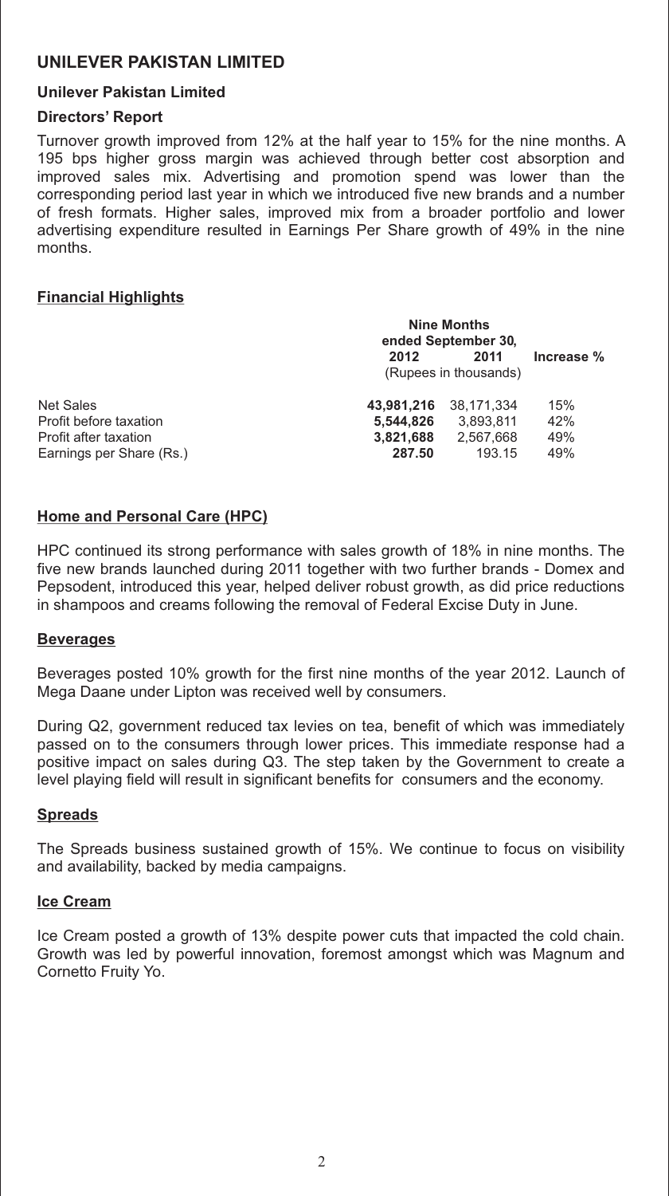# UNILEVER PAKISTAN LIMITED

### Unilever Pakistan Limited

### Directors' Report

Turnover growth improved from 12% at the half year to 15% for the nine months. A 195 bps higher gross margin was achieved through better cost absorption and improved sales mix. Advertising and promotion spend was lower than the corresponding period last year in which we introduced five new brands and a number of fresh formats. Higher sales, improved mix from a broader portfolio and lower advertising expenditure resulted in Earnings Per Share growth of 49% in the nine months.

## Financial Highlights

| | Nine Months ended September 30, | | |
|---|---|---|---|
| | **2012** | **2011** | **Increase %** |
| | (Rupees in thousands) | | |
| Net Sales | **43,981,216** | 38,171,334 | 15% |
| Profit before taxation | **5,544,826** | 3,893,811 | 42% |
| Profit after taxation | **3,821,688** | 2,567,668 | 49% |
| Earnings per Share (Rs.) | **287.50** | 193.15 | 49% |

## Home and Personal Care (HPC)

HPC continued its strong performance with sales growth of 18% in nine months. The five new brands launched during 2011 together with two further brands - Domex and Pepsodent, introduced this year, helped deliver robust growth, as did price reductions in shampoos and creams following the removal of Federal Excise Duty in June.

## Beverages

Beverages posted 10% growth for the first nine months of the year 2012. Launch of Mega Daane under Lipton was received well by consumers.

During Q2, government reduced tax levies on tea, benefit of which was immediately passed on to the consumers through lower prices. This immediate response had a positive impact on sales during Q3. The step taken by the Government to create a level playing field will result in significant benefits for consumers and the economy.

## Spreads

The Spreads business sustained growth of 15%. We continue to focus on visibility and availability, backed by media campaigns.

## Ice Cream

Ice Cream posted a growth of 13% despite power cuts that impacted the cold chain. Growth was led by powerful innovation, foremost amongst which was Magnum and Cornetto Fruity Yo.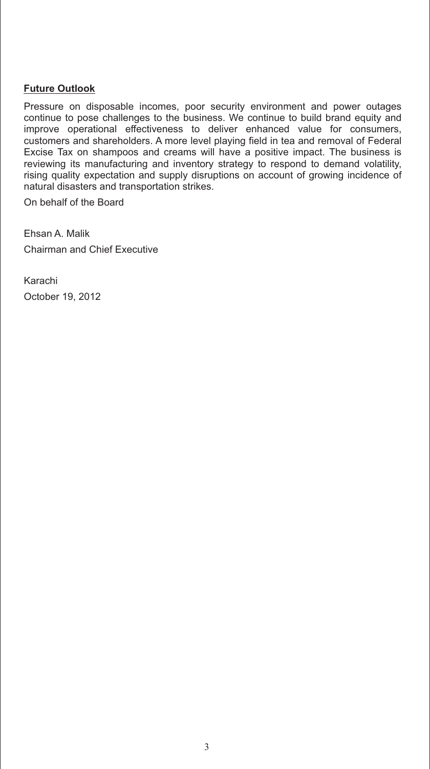## **Future Outlook**

Pressure on disposable incomes, poor security environment and power outages continue to pose challenges to the business. We continue to build brand equity and improve operational effectiveness to deliver enhanced value for consumers, customers and shareholders. A more level playing field in tea and removal of Federal Excise Tax on shampoos and creams will have a positive impact. The business is reviewing its manufacturing and inventory strategy to respond to demand volatility, rising quality expectation and supply disruptions on account of growing incidence of natural disasters and transportation strikes.

On behalf of the Board

Ehsan A. Malik

Chairman and Chief Executive

Karachi

October 19, 2012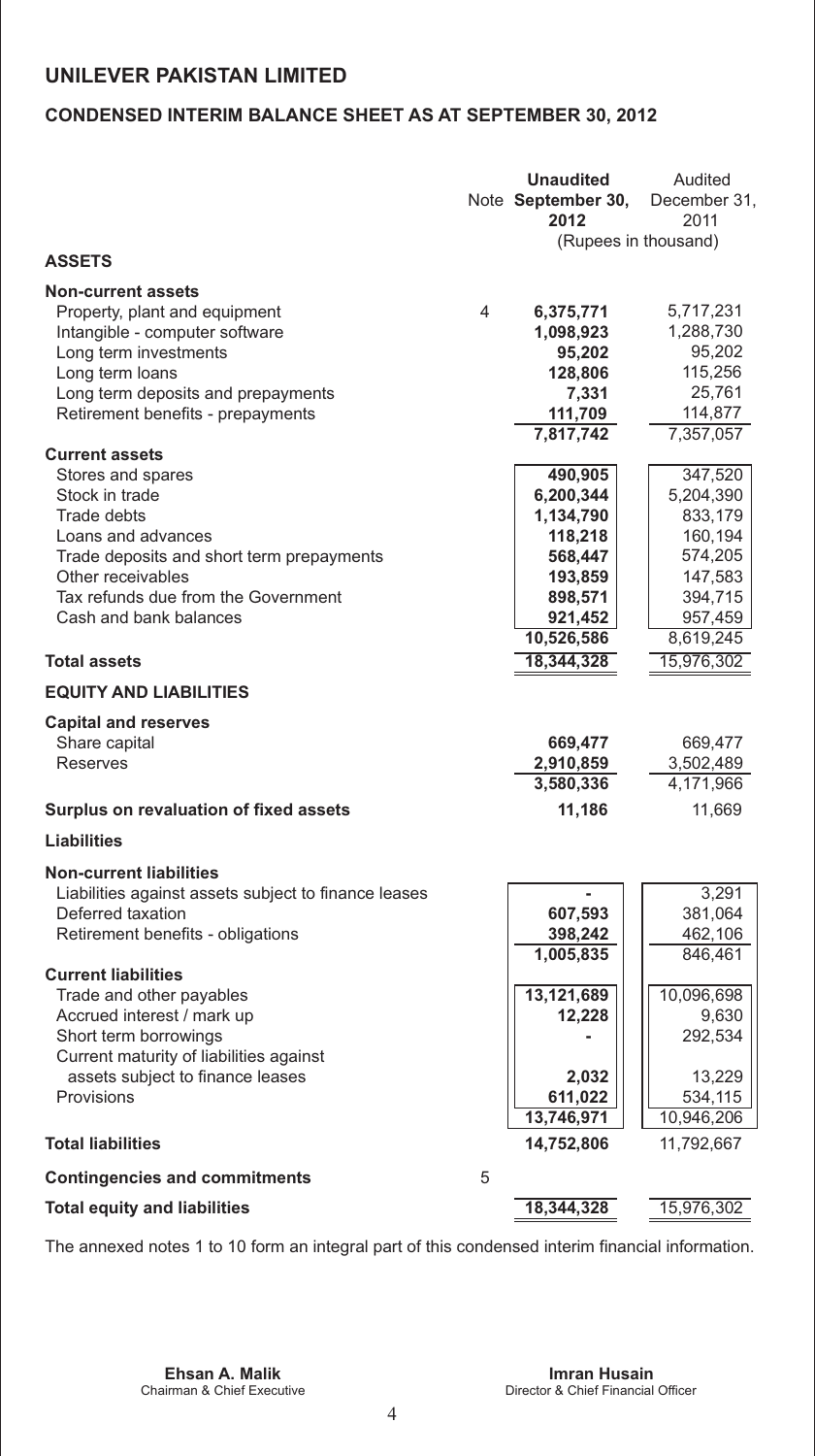# UNILEVER PAKISTAN LIMITED

## CONDENSED INTERIM BALANCE SHEET AS AT SEPTEMBER 30, 2012

| | Note | Unaudited September 30, 2012 | Audited December 31, 2011 |
|---|---|---|---|
| | | (Rupees in thousand) | |
| **ASSETS** | | | |
| **Non-current assets** | | | |
| Property, plant and equipment | 4 | **6,375,771** | 5,717,231 |
| Intangible - computer software | | **1,098,923** | 1,288,730 |
| Long term investments | | **95,202** | 95,202 |
| Long term loans | | **128,806** | 115,256 |
| Long term deposits and prepayments | | **7,331** | 25,761 |
| Retirement benefits - prepayments | | **111,709** | 114,877 |
| | | **7,817,742** | 7,357,057 |
| **Current assets** | | | |
| Stores and spares | | **490,905** | 347,520 |
| Stock in trade | | **6,200,344** | 5,204,390 |
| Trade debts | | **1,134,790** | 833,179 |
| Loans and advances | | **118,218** | 160,194 |
| Trade deposits and short term prepayments | | **568,447** | 574,205 |
| Other receivables | | **193,859** | 147,583 |
| Tax refunds due from the Government | | **898,571** | 394,715 |
| Cash and bank balances | | **921,452** | 957,459 |
| | | **10,526,586** | 8,619,245 |
| **Total assets** | | **18,344,328** | 15,976,302 |
| **EQUITY AND LIABILITIES** | | | |
| **Capital and reserves** | | | |
| Share capital | | **669,477** | 669,477 |
| Reserves | | **2,910,859** | 3,502,489 |
| | | **3,580,336** | 4,171,966 |
| **Surplus on revaluation of fixed assets** | | **11,186** | 11,669 |
| **Liabilities** | | | |
| **Non-current liabilities** | | | |
| Liabilities against assets subject to finance leases | | **-** | 3,291 |
| Deferred taxation | | **607,593** | 381,064 |
| Retirement benefits - obligations | | **398,242** | 462,106 |
| | | **1,005,835** | 846,461 |
| **Current liabilities** | | | |
| Trade and other payables | | **13,121,689** | 10,096,698 |
| Accrued interest / mark up | | **12,228** | 9,630 |
| Short term borrowings | | **-** | 292,534 |
| Current maturity of liabilities against assets subject to finance leases | | **2,032** | 13,229 |
| Provisions | | **611,022** | 534,115 |
| | | **13,746,971** | 10,946,206 |
| **Total liabilities** | | **14,752,806** | 11,792,667 |
| **Contingencies and commitments** | 5 | | |
| **Total equity and liabilities** | | **18,344,328** | 15,976,302 |

The annexed notes 1 to 10 form an integral part of this condensed interim financial information.

**Ehsan A. Malik**
Chairman & Chief Executive

**Imran Husain**
Director & Chief Financial Officer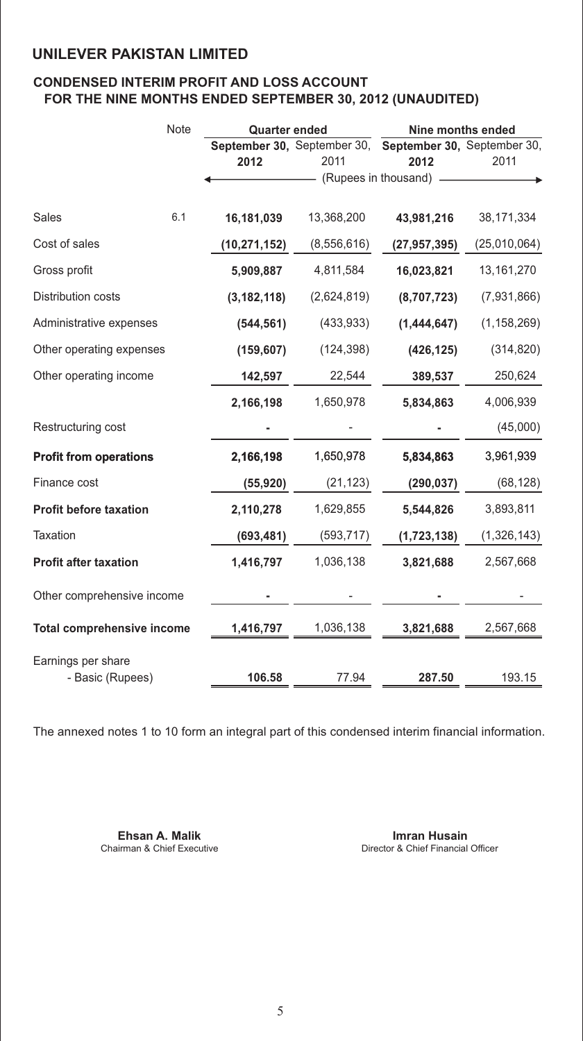## UNILEVER PAKISTAN LIMITED

### CONDENSED INTERIM PROFIT AND LOSS ACCOUNT FOR THE NINE MONTHS ENDED SEPTEMBER 30, 2012 (UNAUDITED)

| | Note | Quarter ended | | Nine months ended | |
|---|---|---|---|---|---|
| | | **September 30, 2012** | September 30, 2011 | **September 30, 2012** | September 30, 2011 |
| | | (Rupees in thousand) | | | |
| Sales | 6.1 | **16,181,039** | 13,368,200 | **43,981,216** | 38,171,334 |
| Cost of sales | | **(10,271,152)** | (8,556,616) | **(27,957,395)** | (25,010,064) |
| Gross profit | | **5,909,887** | 4,811,584 | **16,023,821** | 13,161,270 |
| Distribution costs | | **(3,182,118)** | (2,624,819) | **(8,707,723)** | (7,931,866) |
| Administrative expenses | | **(544,561)** | (433,933) | **(1,444,647)** | (1,158,269) |
| Other operating expenses | | **(159,607)** | (124,398) | **(426,125)** | (314,820) |
| Other operating income | | **142,597** | 22,544 | **389,537** | 250,624 |
| | | **2,166,198** | 1,650,978 | **5,834,863** | 4,006,939 |
| Restructuring cost | | **-** | - | **-** | (45,000) |
| **Profit from operations** | | **2,166,198** | 1,650,978 | **5,834,863** | 3,961,939 |
| Finance cost | | **(55,920)** | (21,123) | **(290,037)** | (68,128) |
| **Profit before taxation** | | **2,110,278** | 1,629,855 | **5,544,826** | 3,893,811 |
| Taxation | | **(693,481)** | (593,717) | **(1,723,138)** | (1,326,143) |
| **Profit after taxation** | | **1,416,797** | 1,036,138 | **3,821,688** | 2,567,668 |
| Other comprehensive income | | **-** | - | **-** | - |
| **Total comprehensive income** | | **1,416,797** | 1,036,138 | **3,821,688** | 2,567,668 |
| Earnings per share - Basic (Rupees) | | **106.58** | 77.94 | **287.50** | 193.15 |

The annexed notes 1 to 10 form an integral part of this condensed interim financial information.

**Ehsan A. Malik**
Chairman & Chief Executive

**Imran Husain**
Director & Chief Financial Officer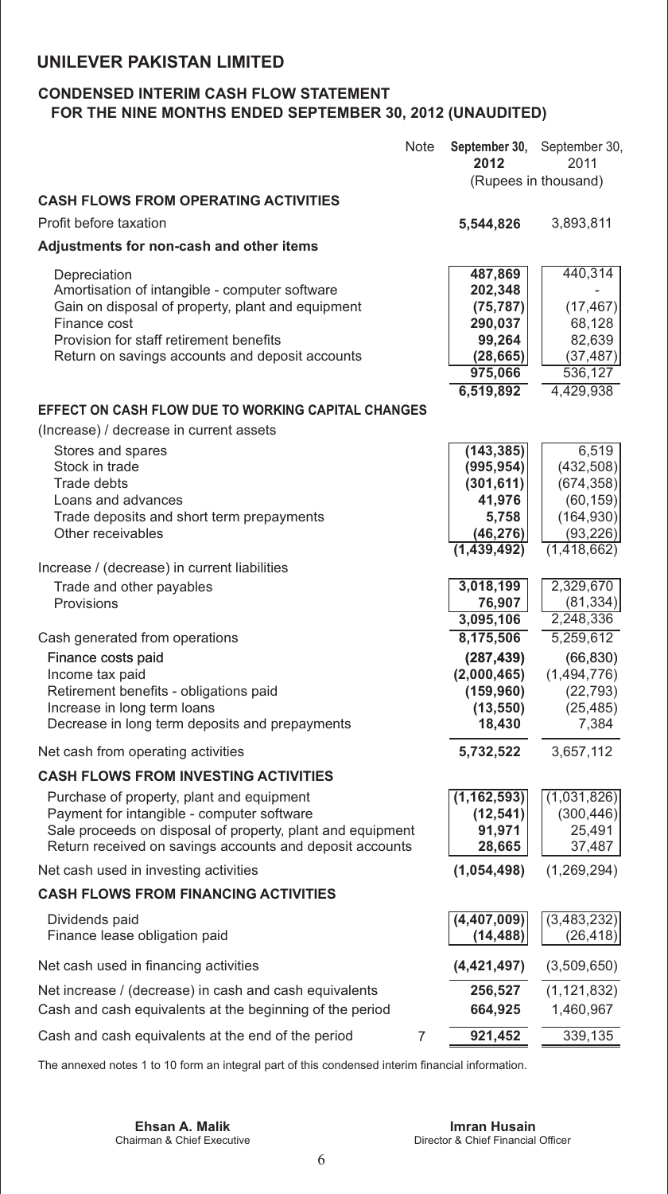## UNILEVER PAKISTAN LIMITED

### CONDENSED INTERIM CASH FLOW STATEMENT FOR THE NINE MONTHS ENDED SEPTEMBER 30, 2012 (UNAUDITED)

| | Note | **September 30, 2012** | September 30, 2011 |
|---|---|---|---|
| | | (Rupees in thousand) | |
| **CASH FLOWS FROM OPERATING ACTIVITIES** | | | |
| Profit before taxation | | **5,544,826** | 3,893,811 |
| **Adjustments for non-cash and other items** | | | |
| Depreciation | | **487,869** | 440,314 |
| Amortisation of intangible - computer software | | **202,348** | - |
| Gain on disposal of property, plant and equipment | | **(75,787)** | (17,467) |
| Finance cost | | **290,037** | 68,128 |
| Provision for staff retirement benefits | | **99,264** | 82,639 |
| Return on savings accounts and deposit accounts | | **(28,665)** | (37,487) |
| | | **975,066** | 536,127 |
| | | **6,519,892** | 4,429,938 |
| **EFFECT ON CASH FLOW DUE TO WORKING CAPITAL CHANGES** | | | |
| (Increase) / decrease in current assets | | | |
| Stores and spares | | **(143,385)** | 6,519 |
| Stock in trade | | **(995,954)** | (432,508) |
| Trade debts | | **(301,611)** | (674,358) |
| Loans and advances | | **41,976** | (60,159) |
| Trade deposits and short term prepayments | | **5,758** | (164,930) |
| Other receivables | | **(46,276)** | (93,226) |
| | | **(1,439,492)** | (1,418,662) |
| Increase / (decrease) in current liabilities | | | |
| Trade and other payables | | **3,018,199** | 2,329,670 |
| Provisions | | **76,907** | (81,334) |
| | | **3,095,106** | 2,248,336 |
| Cash generated from operations | | **8,175,506** | 5,259,612 |
| Finance costs paid | | **(287,439)** | (66,830) |
| Income tax paid | | **(2,000,465)** | (1,494,776) |
| Retirement benefits - obligations paid | | **(159,960)** | (22,793) |
| Increase in long term loans | | **(13,550)** | (25,485) |
| Decrease in long term deposits and prepayments | | **18,430** | 7,384 |
| Net cash from operating activities | | **5,732,522** | 3,657,112 |
| **CASH FLOWS FROM INVESTING ACTIVITIES** | | | |
| Purchase of property, plant and equipment | | **(1,162,593)** | (1,031,826) |
| Payment for intangible - computer software | | **(12,541)** | (300,446) |
| Sale proceeds on disposal of property, plant and equipment | | **91,971** | 25,491 |
| Return received on savings accounts and deposit accounts | | **28,665** | 37,487 |
| Net cash used in investing activities | | **(1,054,498)** | (1,269,294) |
| **CASH FLOWS FROM FINANCING ACTIVITIES** | | | |
| Dividends paid | | **(4,407,009)** | (3,483,232) |
| Finance lease obligation paid | | **(14,488)** | (26,418) |
| Net cash used in financing activities | | **(4,421,497)** | (3,509,650) |
| Net increase / (decrease) in cash and cash equivalents | | **256,527** | (1,121,832) |
| Cash and cash equivalents at the beginning of the period | | **664,925** | 1,460,967 |
| Cash and cash equivalents at the end of the period | 7 | **921,452** | 339,135 |

The annexed notes 1 to 10 form an integral part of this condensed interim financial information.

**Ehsan A. Malik**
Chairman & Chief Executive

**Imran Husain**
Director & Chief Financial Officer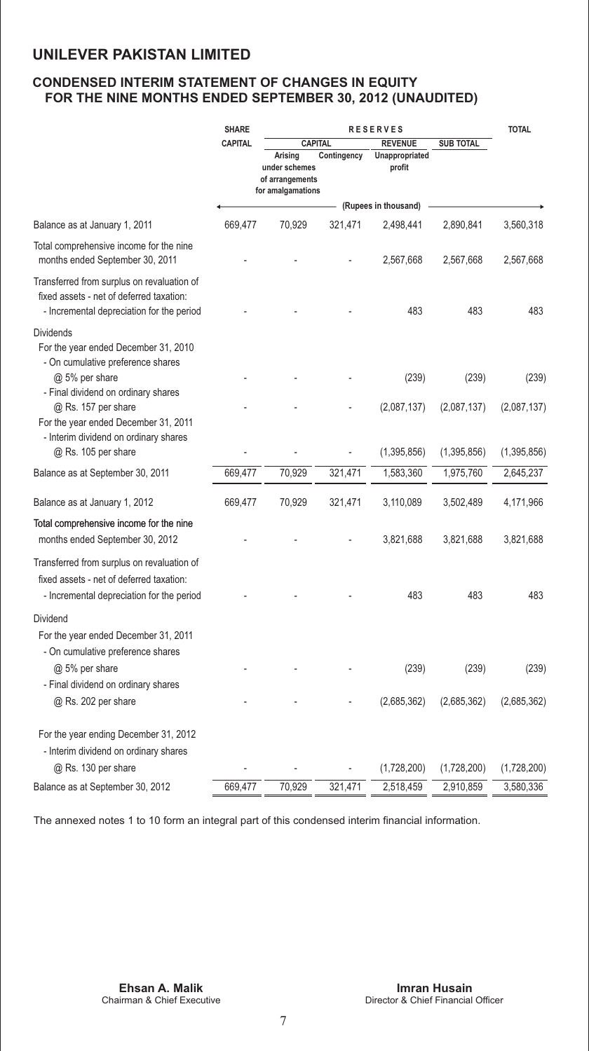# UNILEVER PAKISTAN LIMITED

## CONDENSED INTERIM STATEMENT OF CHANGES IN EQUITY FOR THE NINE MONTHS ENDED SEPTEMBER 30, 2012 (UNAUDITED)

| | SHARE CAPITAL | RESERVES | | | | TOTAL |
|---|---|---|---|---|---|---|
| | | CAPITAL | | REVENUE | SUB TOTAL | |
| | | Arising under schemes of arrangements for amalgamations | Contingency | Unappropriated profit | | |
| | (Rupees in thousand) | | | | | |
| Balance as at January 1, 2011 | 669,477 | 70,929 | 321,471 | 2,498,441 | 2,890,841 | 3,560,318 |
| Total comprehensive income for the nine months ended September 30, 2011 | - | - | - | 2,567,668 | 2,567,668 | 2,567,668 |
| Transferred from surplus on revaluation of fixed assets - net of deferred taxation: | | | | | | |
| - Incremental depreciation for the period | - | - | - | 483 | 483 | 483 |
| Dividends | | | | | | |
| For the year ended December 31, 2010 | | | | | | |
| - On cumulative preference shares @ 5% per share | - | - | - | (239) | (239) | (239) |
| - Final dividend on ordinary shares @ Rs. 157 per share | - | - | - | (2,087,137) | (2,087,137) | (2,087,137) |
| For the year ended December 31, 2011 | | | | | | |
| - Interim dividend on ordinary shares @ Rs. 105 per share | - | - | - | (1,395,856) | (1,395,856) | (1,395,856) |
| Balance as at September 30, 2011 | 669,477 | 70,929 | 321,471 | 1,583,360 | 1,975,760 | 2,645,237 |
| Balance as at January 1, 2012 | 669,477 | 70,929 | 321,471 | 3,110,089 | 3,502,489 | 4,171,966 |
| Total comprehensive income for the nine months ended September 30, 2012 | - | - | - | 3,821,688 | 3,821,688 | 3,821,688 |
| Transferred from surplus on revaluation of fixed assets - net of deferred taxation: | | | | | | |
| - Incremental depreciation for the period | - | - | - | 483 | 483 | 483 |
| Dividend | | | | | | |
| For the year ended December 31, 2011 | | | | | | |
| - On cumulative preference shares @ 5% per share | - | - | - | (239) | (239) | (239) |
| - Final dividend on ordinary shares @ Rs. 202 per share | - | - | - | (2,685,362) | (2,685,362) | (2,685,362) |
| For the year ending December 31, 2012 | | | | | | |
| - Interim dividend on ordinary shares @ Rs. 130 per share | - | - | - | (1,728,200) | (1,728,200) | (1,728,200) |
| Balance as at September 30, 2012 | 669,477 | 70,929 | 321,471 | 2,518,459 | 2,910,859 | 3,580,336 |

The annexed notes 1 to 10 form an integral part of this condensed interim financial information.

**Ehsan A. Malik**
Chairman & Chief Executive

**Imran Husain**
Director & Chief Financial Officer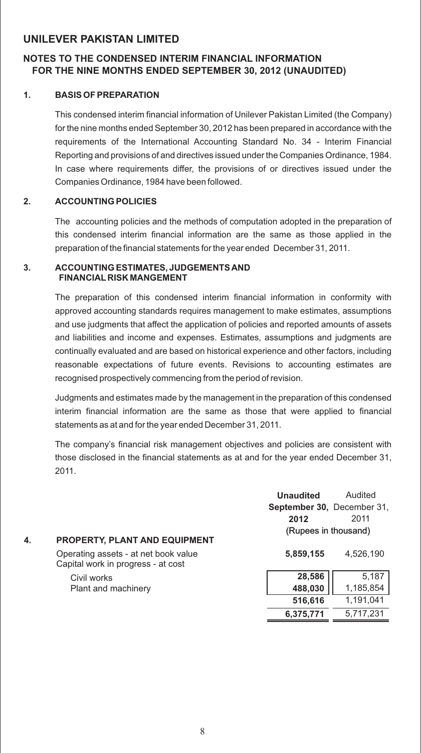# UNILEVER PAKISTAN LIMITED

## NOTES TO THE CONDENSED INTERIM FINANCIAL INFORMATION FOR THE NINE MONTHS ENDED SEPTEMBER 30, 2012 (UNAUDITED)

### 1. BASIS OF PREPARATION

This condensed interim financial information of Unilever Pakistan Limited (the Company) for the nine months ended September 30, 2012 has been prepared in accordance with the requirements of the International Accounting Standard No. 34 - Interim Financial Reporting and provisions of and directives issued under the Companies Ordinance, 1984. In case where requirements differ, the provisions of or directives issued under the Companies Ordinance, 1984 have been followed.

### 2. ACCOUNTING POLICIES

The accounting policies and the methods of computation adopted in the preparation of this condensed interim financial information are the same as those applied in the preparation of the financial statements for the year ended December 31, 2011.

### 3. ACCOUNTING ESTIMATES, JUDGEMENTS AND FINANCIAL RISK MANGEMENT

The preparation of this condensed interim financial information in conformity with approved accounting standards requires management to make estimates, assumptions and use judgments that affect the application of policies and reported amounts of assets and liabilities and income and expenses. Estimates, assumptions and judgments are continually evaluated and are based on historical experience and other factors, including reasonable expectations of future events. Revisions to accounting estimates are recognised prospectively commencing from the period of revision.

Judgments and estimates made by the management in the preparation of this condensed interim financial information are the same as those that were applied to financial statements as at and for the year ended December 31, 2011.

The company's financial risk management objectives and policies are consistent with those disclosed in the financial statements as at and for the year ended December 31, 2011.

### 4. PROPERTY, PLANT AND EQUIPMENT

| | **Unaudited September 30, 2012** | Audited December 31, 2011 |
|---|---|---|
| | (Rupees in thousand) | |
| Operating assets - at net book value | **5,859,155** | 4,526,190 |
| Capital work in progress - at cost | | |
| Civil works | **28,586** | 5,187 |
| Plant and machinery | **488,030** | 1,185,854 |
| | **516,616** | 1,191,041 |
| | **6,375,771** | 5,717,231 |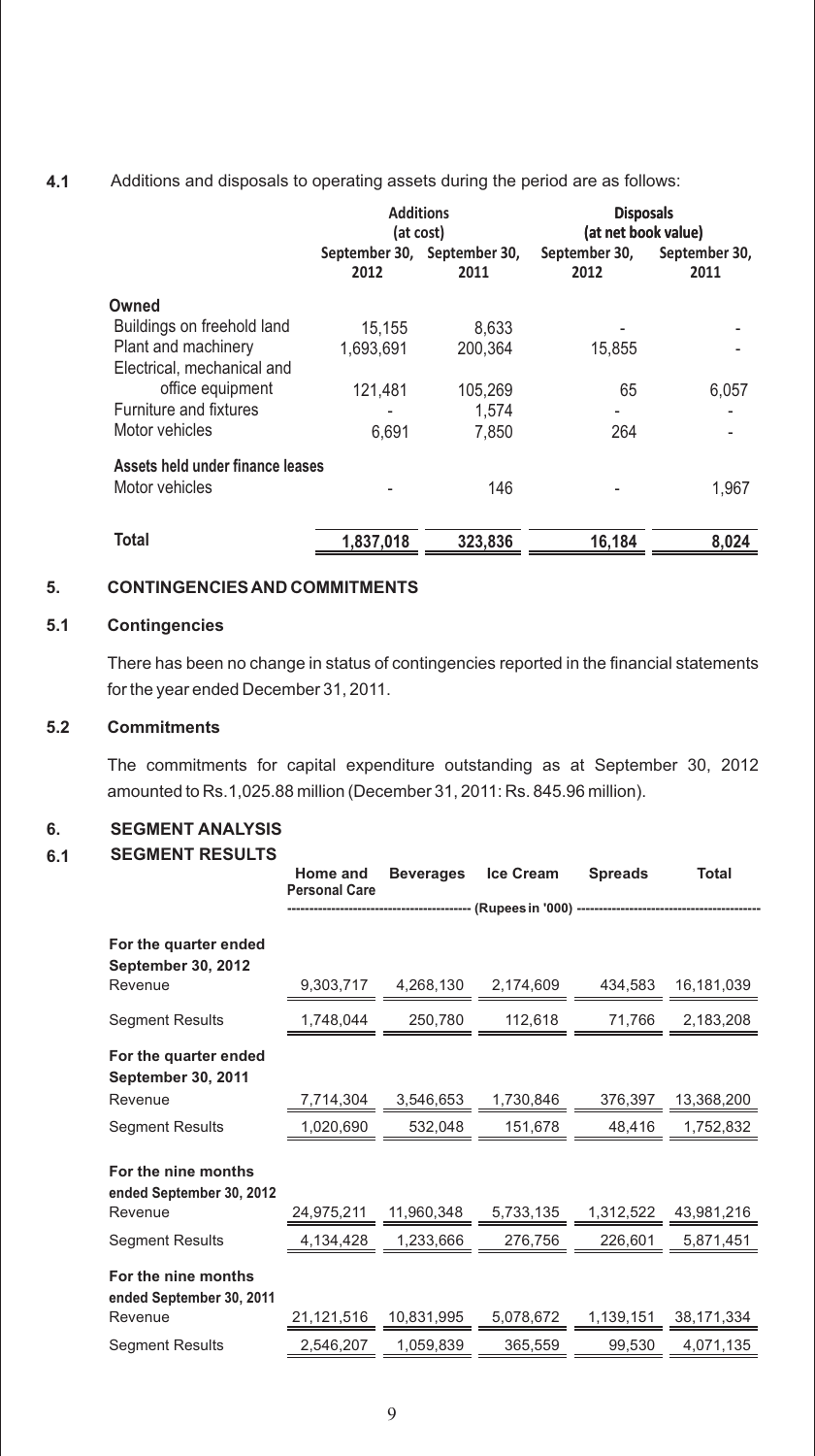**4.1** Additions and disposals to operating assets during the period are as follows:

| | Additions (at cost) | | Disposals (at net book value) | |
|---|---|---|---|---|
| | September 30, 2012 | September 30, 2011 | September 30, 2012 | September 30, 2011 |
| **Owned** | | | | |
| Buildings on freehold land | 15,155 | 8,633 | - | - |
| Plant and machinery | 1,693,691 | 200,364 | 15,855 | - |
| Electrical, mechanical and office equipment | 121,481 | 105,269 | 65 | 6,057 |
| Furniture and fixtures | - | 1,574 | - | - |
| Motor vehicles | 6,691 | 7,850 | 264 | - |
| **Assets held under finance leases** | | | | |
| Motor vehicles | - | 146 | - | 1,967 |
| **Total** | **1,837,018** | **323,836** | **16,184** | **8,024** |

## 5. CONTINGENCIES AND COMMITMENTS

### 5.1 Contingencies

There has been no change in status of contingencies reported in the financial statements for the year ended December 31, 2011.

### 5.2 Commitments

The commitments for capital expenditure outstanding as at September 30, 2012 amounted to Rs.1,025.88 million (December 31, 2011: Rs. 845.96 million).

## 6. SEGMENT ANALYSIS

### 6.1 SEGMENT RESULTS

| | Home and Personal Care | Beverages | Ice Cream | Spreads | Total |
|---|---|---|---|---|---|
| | (Rupees in '000) | | | | |
| **For the quarter ended September 30, 2012** | | | | | |
| Revenue | 9,303,717 | 4,268,130 | 2,174,609 | 434,583 | 16,181,039 |
| Segment Results | 1,748,044 | 250,780 | 112,618 | 71,766 | 2,183,208 |
| **For the quarter ended September 30, 2011** | | | | | |
| Revenue | 7,714,304 | 3,546,653 | 1,730,846 | 376,397 | 13,368,200 |
| Segment Results | 1,020,690 | 532,048 | 151,678 | 48,416 | 1,752,832 |
| **For the nine months ended September 30, 2012** | | | | | |
| Revenue | 24,975,211 | 11,960,348 | 5,733,135 | 1,312,522 | 43,981,216 |
| Segment Results | 4,134,428 | 1,233,666 | 276,756 | 226,601 | 5,871,451 |
| **For the nine months ended September 30, 2011** | | | | | |
| Revenue | 21,121,516 | 10,831,995 | 5,078,672 | 1,139,151 | 38,171,334 |
| Segment Results | 2,546,207 | 1,059,839 | 365,559 | 99,530 | 4,071,135 |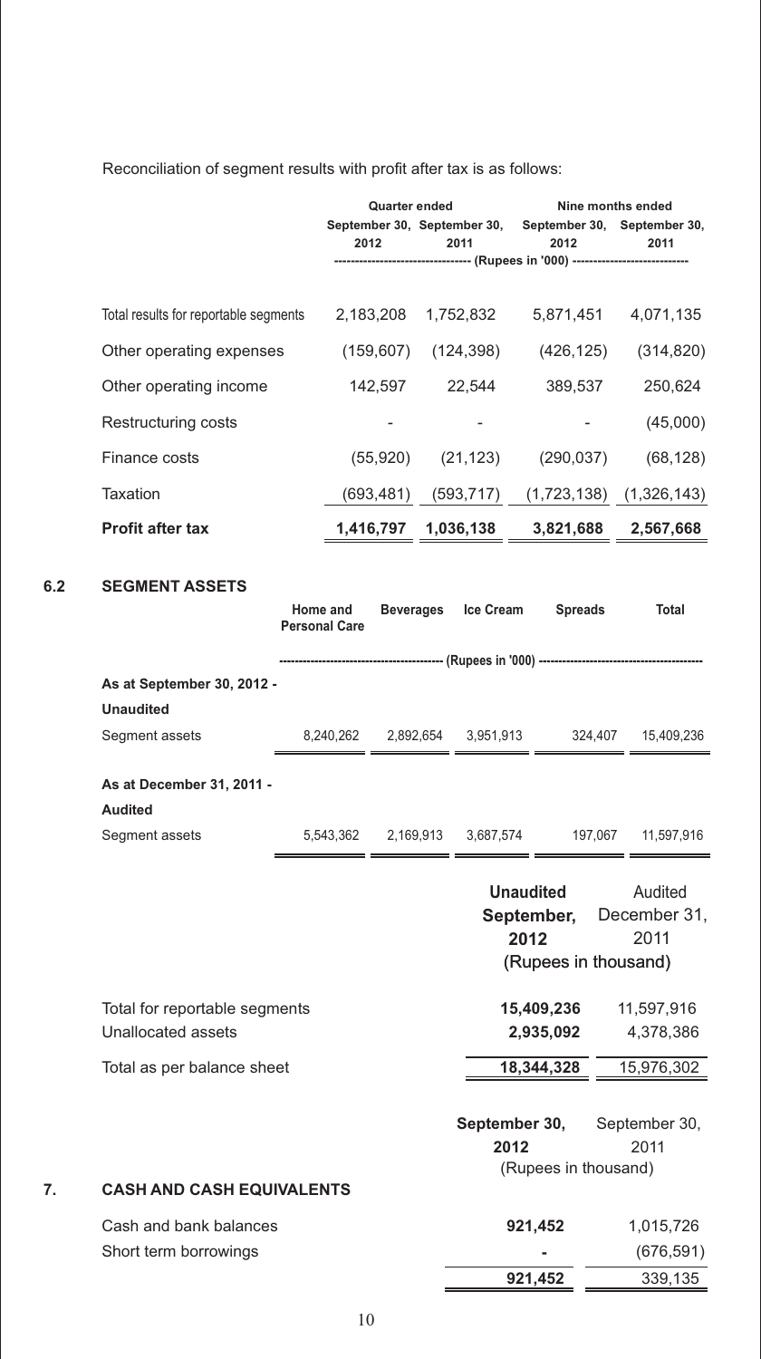Reconciliation of segment results with profit after tax is as follows:

| | Quarter ended | | Nine months ended | |
|---|---|---|---|---|
| | September 30, 2012 | September 30, 2011 | September 30, 2012 | September 30, 2011 |
| | (Rupees in '000) | | | |
| Total results for reportable segments | 2,183,208 | 1,752,832 | 5,871,451 | 4,071,135 |
| Other operating expenses | (159,607) | (124,398) | (426,125) | (314,820) |
| Other operating income | 142,597 | 22,544 | 389,537 | 250,624 |
| Restructuring costs | - | - | - | (45,000) |
| Finance costs | (55,920) | (21,123) | (290,037) | (68,128) |
| Taxation | (693,481) | (593,717) | (1,723,138) | (1,326,143) |
| **Profit after tax** | **1,416,797** | **1,036,138** | **3,821,688** | **2,567,668** |

## 6.2 SEGMENT ASSETS

| | Home and Personal Care | Beverages | Ice Cream | Spreads | Total |
|---|---|---|---|---|---|
| | (Rupees in '000) | | | | |
| **As at September 30, 2012 - Unaudited** | | | | | |
| Segment assets | 8,240,262 | 2,892,654 | 3,951,913 | 324,407 | 15,409,236 |
| **As at December 31, 2011 - Audited** | | | | | |
| Segment assets | 5,543,362 | 2,169,913 | 3,687,574 | 197,067 | 11,597,916 |

| | Unaudited September, 2012 | Audited December 31, 2011 |
|---|---|---|
| | (Rupees in thousand) | |
| Total for reportable segments | **15,409,236** | 11,597,916 |
| Unallocated assets | **2,935,092** | 4,378,386 |
| Total as per balance sheet | **18,344,328** | 15,976,302 |

## 7. CASH AND CASH EQUIVALENTS

| | September 30, 2012 | September 30, 2011 |
|---|---|---|
| | (Rupees in thousand) | |
| Cash and bank balances | **921,452** | 1,015,726 |
| Short term borrowings | **-** | (676,591) |
| | **921,452** | 339,135 |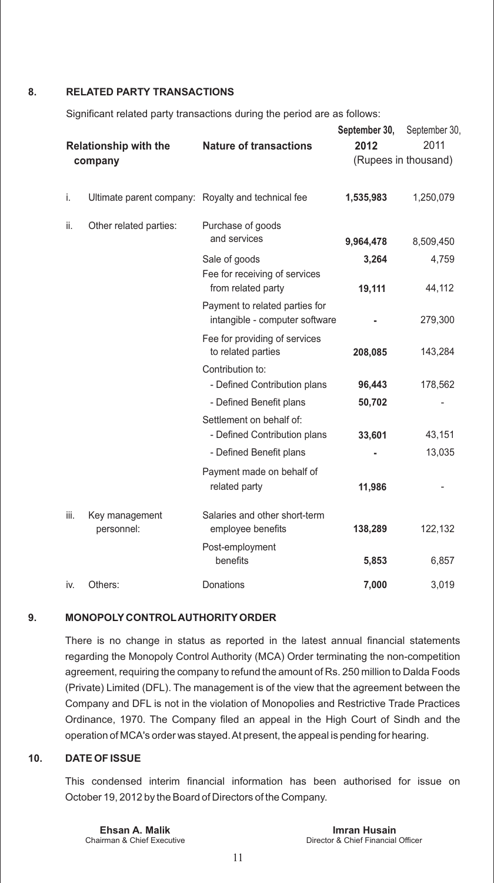## 8. RELATED PARTY TRANSACTIONS

Significant related party transactions during the period are as follows:

| | Relationship with the company | Nature of transactions | September 30, 2012 | September 30, 2011 |
|---|---|---|---|---|
| | | | (Rupees in thousand) | |
| i. | Ultimate parent company: | Royalty and technical fee | **1,535,983** | 1,250,079 |
| ii. | Other related parties: | Purchase of goods and services | **9,964,478** | 8,509,450 |
| | | Sale of goods | **3,264** | 4,759 |
| | | Fee for receiving of services from related party | **19,111** | 44,112 |
| | | Payment to related parties for intangible - computer software | **-** | 279,300 |
| | | Fee for providing of services to related parties | **208,085** | 143,284 |
| | | Contribution to: | | |
| | | - Defined Contribution plans | **96,443** | 178,562 |
| | | - Defined Benefit plans | **50,702** | - |
| | | Settlement on behalf of: | | |
| | | - Defined Contribution plans | **33,601** | 43,151 |
| | | - Defined Benefit plans | **-** | 13,035 |
| | | Payment made on behalf of related party | **11,986** | - |
| iii. | Key management personnel: | Salaries and other short-term employee benefits | **138,289** | 122,132 |
| | | Post-employment benefits | **5,853** | 6,857 |
| iv. | Others: | Donations | **7,000** | 3,019 |

## 9. MONOPOLY CONTROL AUTHORITY ORDER

There is no change in status as reported in the latest annual financial statements regarding the Monopoly Control Authority (MCA) Order terminating the non-competition agreement, requiring the company to refund the amount of Rs. 250 million to Dalda Foods (Private) Limited (DFL). The management is of the view that the agreement between the Company and DFL is not in the violation of Monopolies and Restrictive Trade Practices Ordinance, 1970. The Company filed an appeal in the High Court of Sindh and the operation of MCA's order was stayed. At present, the appeal is pending for hearing.

## 10. DATE OF ISSUE

This condensed interim financial information has been authorised for issue on October 19, 2012 by the Board of Directors of the Company.

**Ehsan A. Malik**
Chairman & Chief Executive

**Imran Husain**
Director & Chief Financial Officer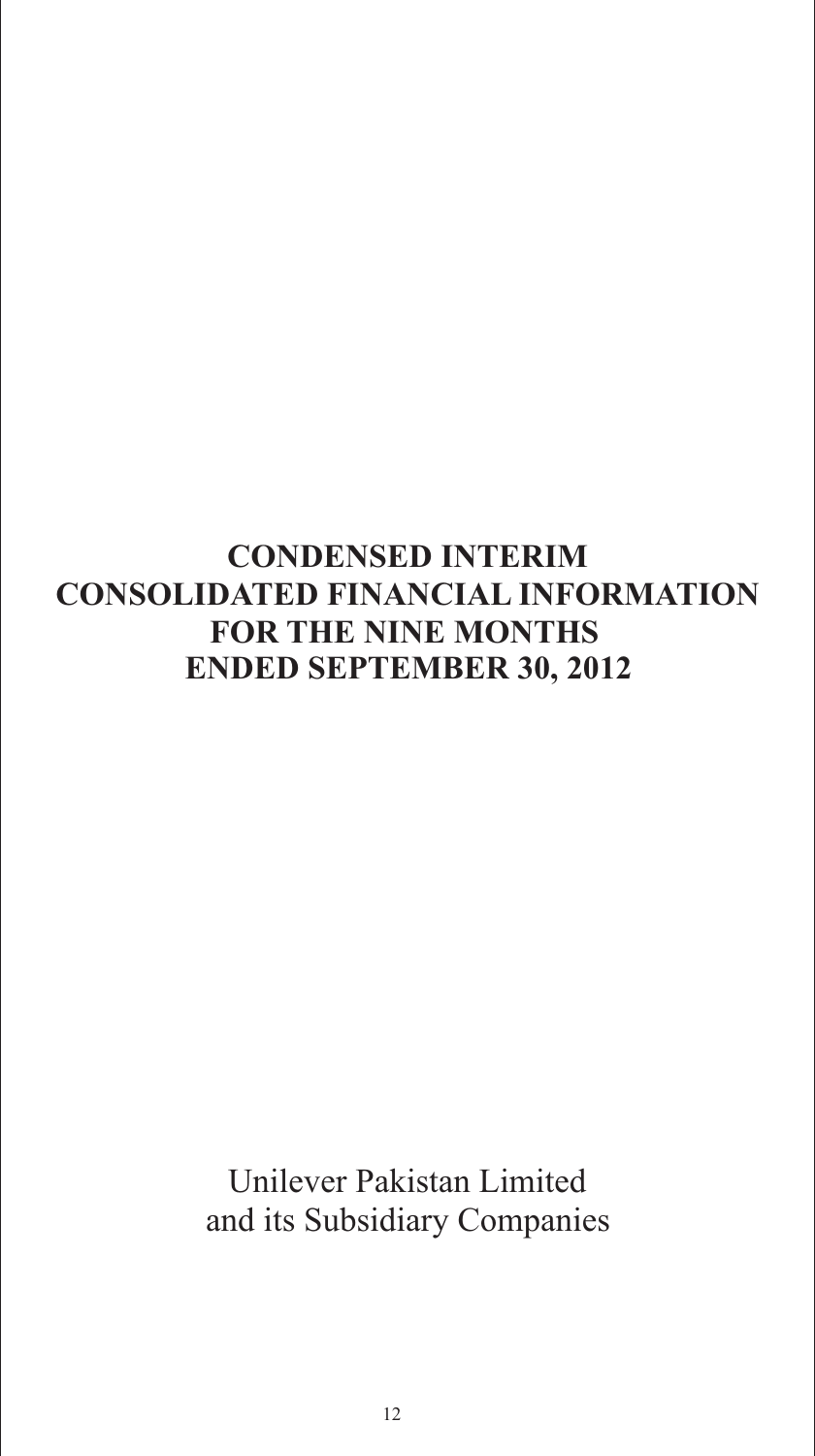# CONDENSED INTERIM CONSOLIDATED FINANCIAL INFORMATION FOR THE NINE MONTHS ENDED SEPTEMBER 30, 2012

Unilever Pakistan Limited
and its Subsidiary Companies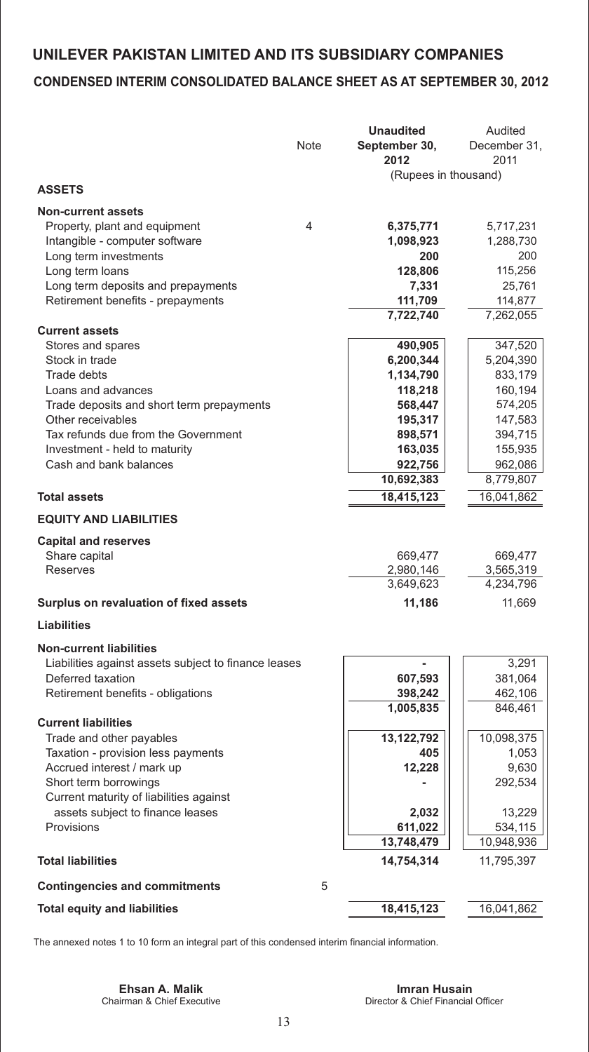# UNILEVER PAKISTAN LIMITED AND ITS SUBSIDIARY COMPANIES

## CONDENSED INTERIM CONSOLIDATED BALANCE SHEET AS AT SEPTEMBER 30, 2012

| | Note | Unaudited September 30, 2012 | Audited December 31, 2011 |
|---|---|---|---|
| | | (Rupees in thousand) | |
| **ASSETS** | | | |
| **Non-current assets** | | | |
| Property, plant and equipment | 4 | **6,375,771** | 5,717,231 |
| Intangible - computer software | | **1,098,923** | 1,288,730 |
| Long term investments | | **200** | 200 |
| Long term loans | | **128,806** | 115,256 |
| Long term deposits and prepayments | | **7,331** | 25,761 |
| Retirement benefits - prepayments | | **111,709** | 114,877 |
| | | **7,722,740** | 7,262,055 |
| **Current assets** | | | |
| Stores and spares | | **490,905** | 347,520 |
| Stock in trade | | **6,200,344** | 5,204,390 |
| Trade debts | | **1,134,790** | 833,179 |
| Loans and advances | | **118,218** | 160,194 |
| Trade deposits and short term prepayments | | **568,447** | 574,205 |
| Other receivables | | **195,317** | 147,583 |
| Tax refunds due from the Government | | **898,571** | 394,715 |
| Investment - held to maturity | | **163,035** | 155,935 |
| Cash and bank balances | | **922,756** | 962,086 |
| | | **10,692,383** | 8,779,807 |
| **Total assets** | | **18,415,123** | 16,041,862 |
| **EQUITY AND LIABILITIES** | | | |
| **Capital and reserves** | | | |
| Share capital | | 669,477 | 669,477 |
| Reserves | | 2,980,146 | 3,565,319 |
| | | 3,649,623 | 4,234,796 |
| **Surplus on revaluation of fixed assets** | | **11,186** | 11,669 |
| **Liabilities** | | | |
| **Non-current liabilities** | | | |
| Liabilities against assets subject to finance leases | | **-** | 3,291 |
| Deferred taxation | | **607,593** | 381,064 |
| Retirement benefits - obligations | | **398,242** | 462,106 |
| | | **1,005,835** | 846,461 |
| **Current liabilities** | | | |
| Trade and other payables | | **13,122,792** | 10,098,375 |
| Taxation - provision less payments | | **405** | 1,053 |
| Accrued interest / mark up | | **12,228** | 9,630 |
| Short term borrowings | | **-** | 292,534 |
| Current maturity of liabilities against assets subject to finance leases | | **2,032** | 13,229 |
| Provisions | | **611,022** | 534,115 |
| | | **13,748,479** | 10,948,936 |
| **Total liabilities** | | **14,754,314** | 11,795,397 |
| **Contingencies and commitments** | 5 | | |
| **Total equity and liabilities** | | **18,415,123** | 16,041,862 |

The annexed notes 1 to 10 form an integral part of this condensed interim financial information.

**Ehsan A. Malik**
Chairman & Chief Executive

**Imran Husain**
Director & Chief Financial Officer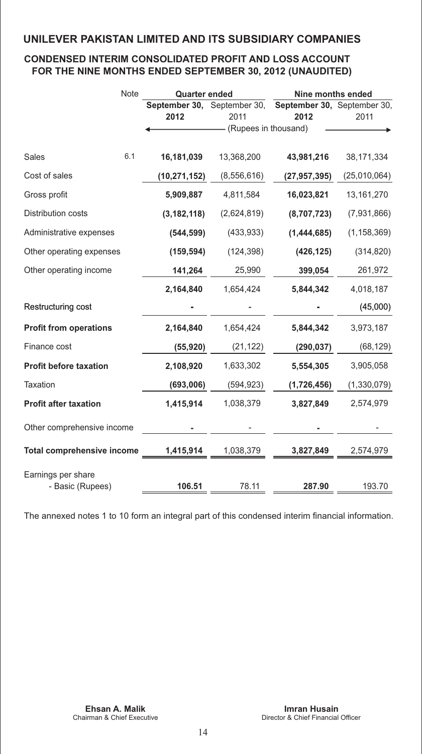## UNILEVER PAKISTAN LIMITED AND ITS SUBSIDIARY COMPANIES

### CONDENSED INTERIM CONSOLIDATED PROFIT AND LOSS ACCOUNT FOR THE NINE MONTHS ENDED SEPTEMBER 30, 2012 (UNAUDITED)

| | Note | Quarter ended | | Nine months ended | |
|---|---|---|---|---|---|
| | | **September 30, 2012** | September 30, 2011 | **September 30, 2012** | September 30, 2011 |
| | | (Rupees in thousand) | | | |
| Sales | 6.1 | **16,181,039** | 13,368,200 | **43,981,216** | 38,171,334 |
| Cost of sales | | **(10,271,152)** | (8,556,616) | **(27,957,395)** | (25,010,064) |
| Gross profit | | **5,909,887** | 4,811,584 | **16,023,821** | 13,161,270 |
| Distribution costs | | **(3,182,118)** | (2,624,819) | **(8,707,723)** | (7,931,866) |
| Administrative expenses | | **(544,599)** | (433,933) | **(1,444,685)** | (1,158,369) |
| Other operating expenses | | **(159,594)** | (124,398) | **(426,125)** | (314,820) |
| Other operating income | | **141,264** | 25,990 | **399,054** | 261,972 |
| | | **2,164,840** | 1,654,424 | **5,844,342** | 4,018,187 |
| Restructuring cost | | **-** | - | **-** | (45,000) |
| **Profit from operations** | | **2,164,840** | 1,654,424 | **5,844,342** | 3,973,187 |
| Finance cost | | **(55,920)** | (21,122) | **(290,037)** | (68,129) |
| **Profit before taxation** | | **2,108,920** | 1,633,302 | **5,554,305** | 3,905,058 |
| Taxation | | **(693,006)** | (594,923) | **(1,726,456)** | (1,330,079) |
| **Profit after taxation** | | **1,415,914** | 1,038,379 | **3,827,849** | 2,574,979 |
| Other comprehensive income | | **-** | - | **-** | - |
| **Total comprehensive income** | | **1,415,914** | 1,038,379 | **3,827,849** | 2,574,979 |
| Earnings per share - Basic (Rupees) | | **106.51** | 78.11 | **287.90** | 193.70 |

The annexed notes 1 to 10 form an integral part of this condensed interim financial information.

**Ehsan A. Malik**
Chairman & Chief Executive

**Imran Husain**
Director & Chief Financial Officer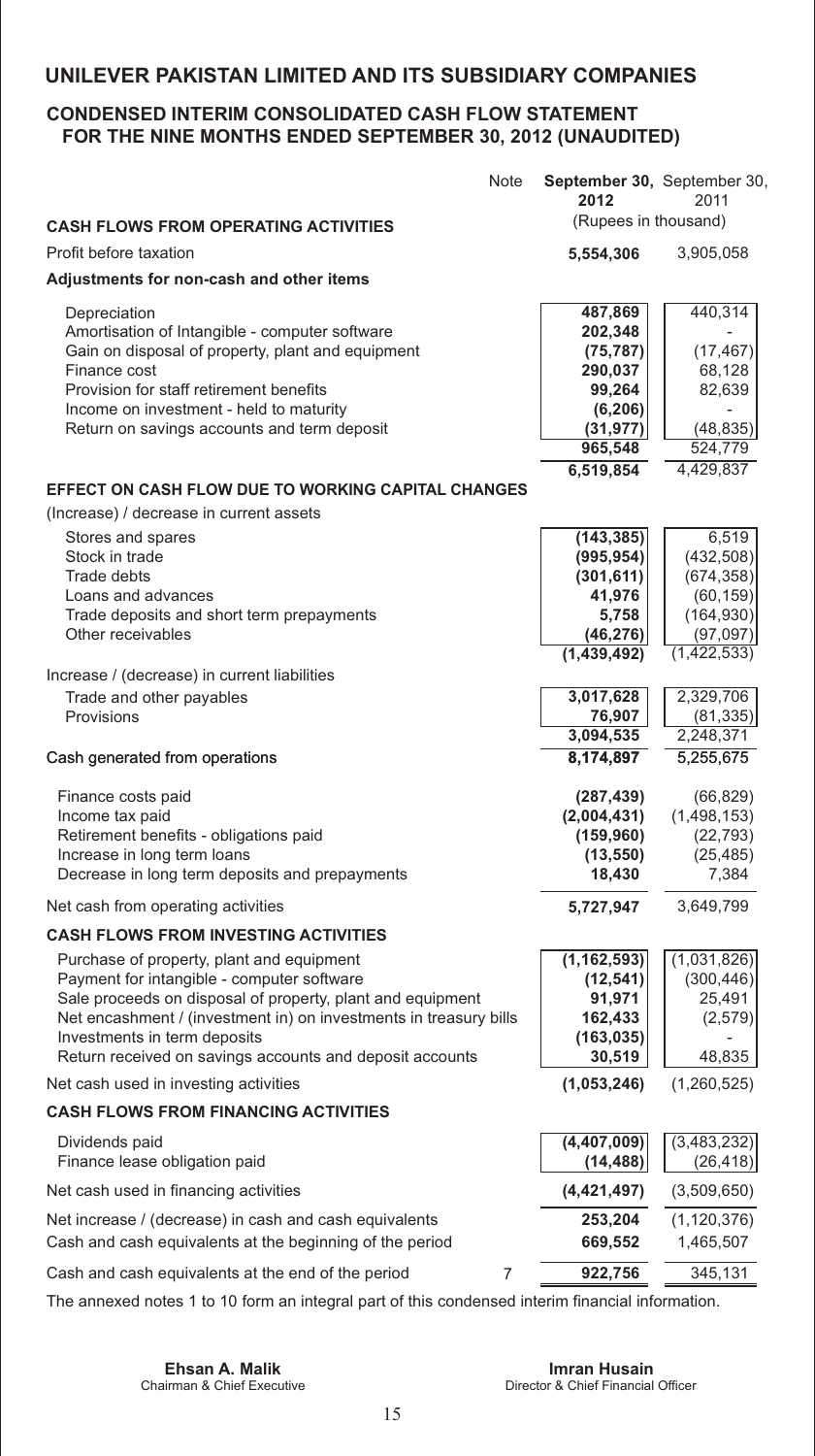# UNILEVER PAKISTAN LIMITED AND ITS SUBSIDIARY COMPANIES

## CONDENSED INTERIM CONSOLIDATED CASH FLOW STATEMENT FOR THE NINE MONTHS ENDED SEPTEMBER 30, 2012 (UNAUDITED)

| | Note | **September 30, 2012** | September 30, 2011 |
|---|---|---|---|
| | | (Rupees in thousand) | |
| **CASH FLOWS FROM OPERATING ACTIVITIES** | | | |
| Profit before taxation | | **5,554,306** | 3,905,058 |
| **Adjustments for non-cash and other items** | | | |
| Depreciation | | **487,869** | 440,314 |
| Amortisation of Intangible - computer software | | **202,348** | - |
| Gain on disposal of property, plant and equipment | | **(75,787)** | (17,467) |
| Finance cost | | **290,037** | 68,128 |
| Provision for staff retirement benefits | | **99,264** | 82,639 |
| Income on investment - held to maturity | | **(6,206)** | - |
| Return on savings accounts and term deposit | | **(31,977)** | (48,835) |
| | | **965,548** | 524,779 |
| | | **6,519,854** | 4,429,837 |
| **EFFECT ON CASH FLOW DUE TO WORKING CAPITAL CHANGES** | | | |
| (Increase) / decrease in current assets | | | |
| Stores and spares | | **(143,385)** | 6,519 |
| Stock in trade | | **(995,954)** | (432,508) |
| Trade debts | | **(301,611)** | (674,358) |
| Loans and advances | | **41,976** | (60,159) |
| Trade deposits and short term prepayments | | **5,758** | (164,930) |
| Other receivables | | **(46,276)** | (97,097) |
| | | **(1,439,492)** | (1,422,533) |
| Increase / (decrease) in current liabilities | | | |
| Trade and other payables | | **3,017,628** | 2,329,706 |
| Provisions | | **76,907** | (81,335) |
| | | **3,094,535** | 2,248,371 |
| Cash generated from operations | | **8,174,897** | 5,255,675 |
| Finance costs paid | | **(287,439)** | (66,829) |
| Income tax paid | | **(2,004,431)** | (1,498,153) |
| Retirement benefits - obligations paid | | **(159,960)** | (22,793) |
| Increase in long term loans | | **(13,550)** | (25,485) |
| Decrease in long term deposits and prepayments | | **18,430** | 7,384 |
| Net cash from operating activities | | **5,727,947** | 3,649,799 |
| **CASH FLOWS FROM INVESTING ACTIVITIES** | | | |
| Purchase of property, plant and equipment | | **(1,162,593)** | (1,031,826) |
| Payment for intangible - computer software | | **(12,541)** | (300,446) |
| Sale proceeds on disposal of property, plant and equipment | | **91,971** | 25,491 |
| Net encashment / (investment in) on investments in treasury bills | | **162,433** | (2,579) |
| Investments in term deposits | | **(163,035)** | - |
| Return received on savings accounts and deposit accounts | | **30,519** | 48,835 |
| Net cash used in investing activities | | **(1,053,246)** | (1,260,525) |
| **CASH FLOWS FROM FINANCING ACTIVITIES** | | | |
| Dividends paid | | **(4,407,009)** | (3,483,232) |
| Finance lease obligation paid | | **(14,488)** | (26,418) |
| Net cash used in financing activities | | **(4,421,497)** | (3,509,650) |
| Net increase / (decrease) in cash and cash equivalents | | **253,204** | (1,120,376) |
| Cash and cash equivalents at the beginning of the period | | **669,552** | 1,465,507 |
| Cash and cash equivalents at the end of the period | 7 | **922,756** | 345,131 |

The annexed notes 1 to 10 form an integral part of this condensed interim financial information.

**Ehsan A. Malik**
Chairman & Chief Executive

**Imran Husain**
Director & Chief Financial Officer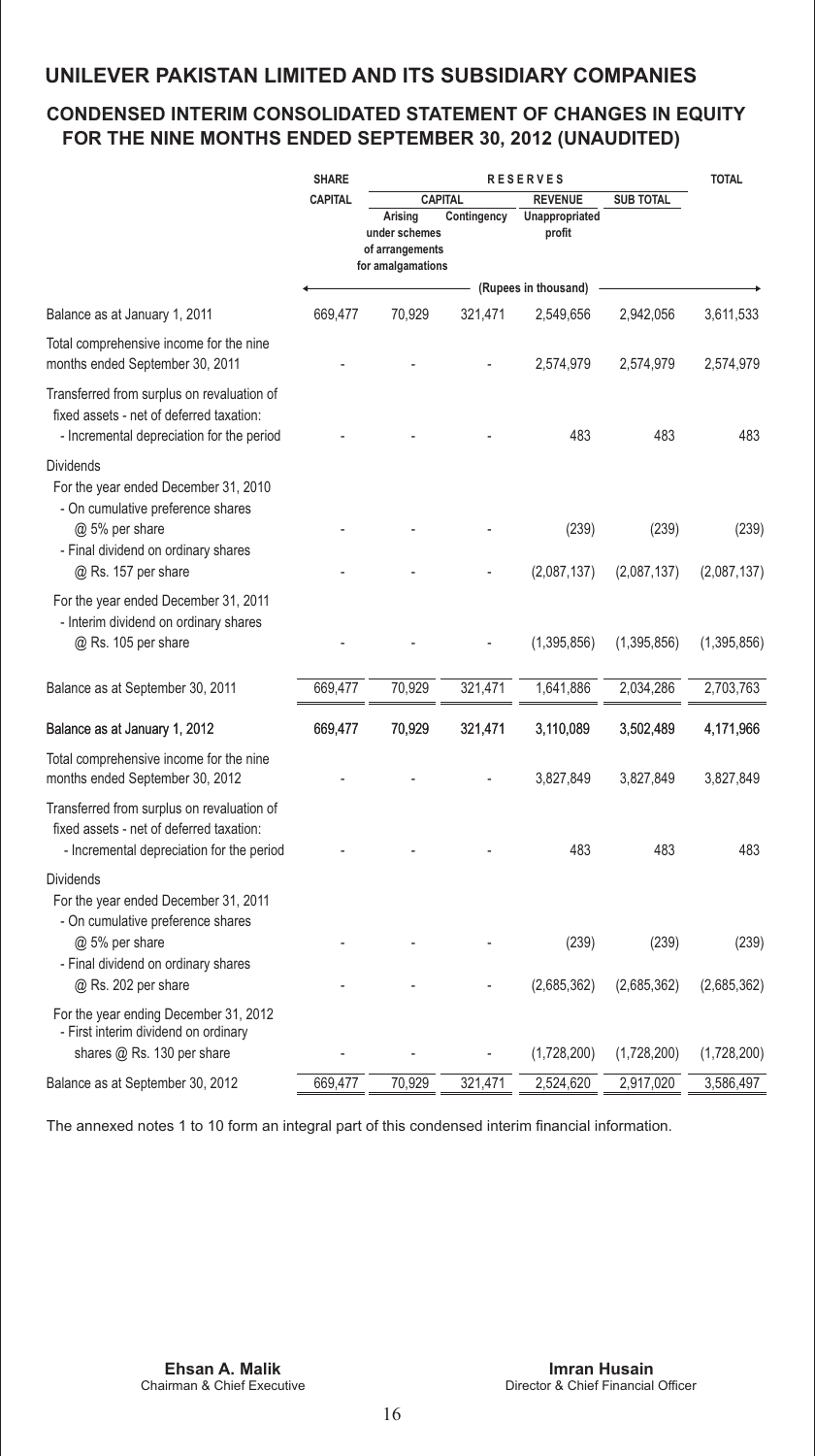## UNILEVER PAKISTAN LIMITED AND ITS SUBSIDIARY COMPANIES

### CONDENSED INTERIM CONSOLIDATED STATEMENT OF CHANGES IN EQUITY FOR THE NINE MONTHS ENDED SEPTEMBER 30, 2012 (UNAUDITED)

| | SHARE CAPITAL | RESERVES | | | | TOTAL |
|---|---|---|---|---|---|---|
| | | CAPITAL | | REVENUE | SUB TOTAL | |
| | | Arising under schemes of arrangements for amalgamations | Contingency | Unappropriated profit | | |
| | (Rupees in thousand) | | | | | |
| Balance as at January 1, 2011 | 669,477 | 70,929 | 321,471 | 2,549,656 | 2,942,056 | 3,611,533 |
| Total comprehensive income for the nine months ended September 30, 2011 | - | - | - | 2,574,979 | 2,574,979 | 2,574,979 |
| Transferred from surplus on revaluation of fixed assets - net of deferred taxation: - Incremental depreciation for the period | - | - | - | 483 | 483 | 483 |
| Dividends | | | | | | |
| For the year ended December 31, 2010 | | | | | | |
| - On cumulative preference shares @ 5% per share | - | - | - | (239) | (239) | (239) |
| - Final dividend on ordinary shares @ Rs. 157 per share | - | - | - | (2,087,137) | (2,087,137) | (2,087,137) |
| For the year ended December 31, 2011 - Interim dividend on ordinary shares @ Rs. 105 per share | - | - | - | (1,395,856) | (1,395,856) | (1,395,856) |
| Balance as at September 30, 2011 | 669,477 | 70,929 | 321,471 | 1,641,886 | 2,034,286 | 2,703,763 |
| Balance as at January 1, 2012 | 669,477 | 70,929 | 321,471 | 3,110,089 | 3,502,489 | 4,171,966 |
| Total comprehensive income for the nine months ended September 30, 2012 | - | - | - | 3,827,849 | 3,827,849 | 3,827,849 |
| Transferred from surplus on revaluation of fixed assets - net of deferred taxation: - Incremental depreciation for the period | - | - | - | 483 | 483 | 483 |
| Dividends | | | | | | |
| For the year ended December 31, 2011 | | | | | | |
| - On cumulative preference shares @ 5% per share | - | - | - | (239) | (239) | (239) |
| - Final dividend on ordinary shares @ Rs. 202 per share | - | - | - | (2,685,362) | (2,685,362) | (2,685,362) |
| For the year ending December 31, 2012 - First interim dividend on ordinary shares @ Rs. 130 per share | - | - | - | (1,728,200) | (1,728,200) | (1,728,200) |
| Balance as at September 30, 2012 | 669,477 | 70,929 | 321,471 | 2,524,620 | 2,917,020 | 3,586,497 |

The annexed notes 1 to 10 form an integral part of this condensed interim financial information.

**Ehsan A. Malik**
Chairman & Chief Executive

**Imran Husain**
Director & Chief Financial Officer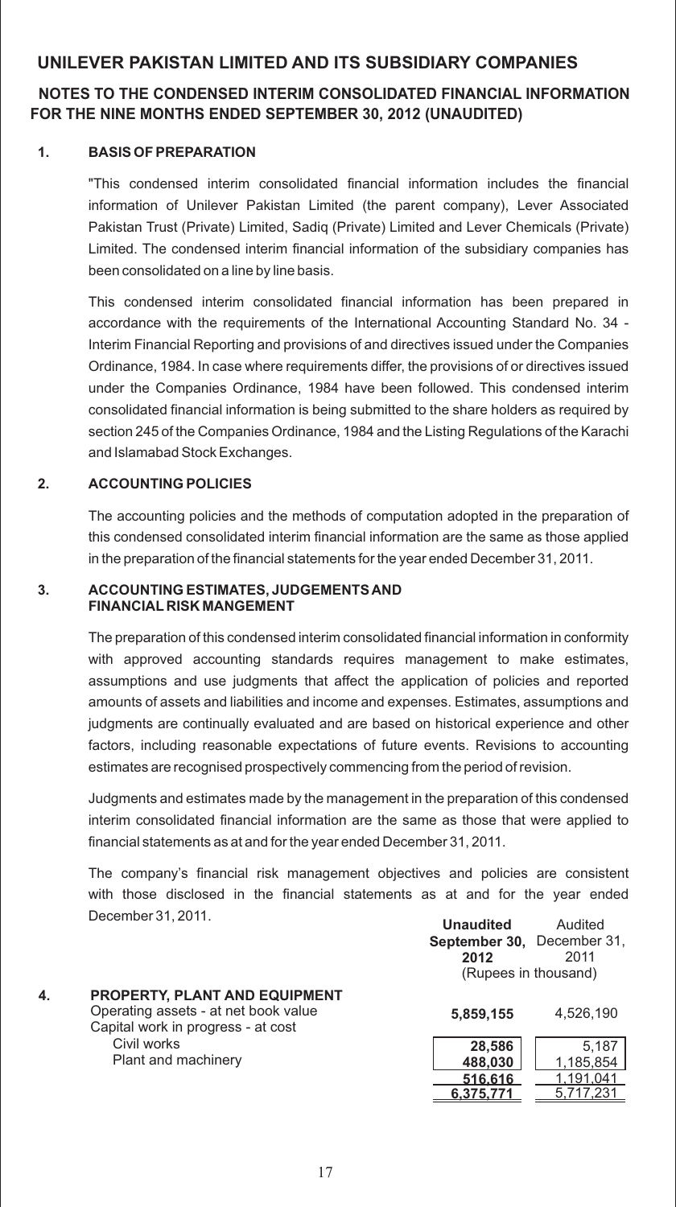# UNILEVER PAKISTAN LIMITED AND ITS SUBSIDIARY COMPANIES

## NOTES TO THE CONDENSED INTERIM CONSOLIDATED FINANCIAL INFORMATION FOR THE NINE MONTHS ENDED SEPTEMBER 30, 2012 (UNAUDITED)

### 1. BASIS OF PREPARATION

"This condensed interim consolidated financial information includes the financial information of Unilever Pakistan Limited (the parent company), Lever Associated Pakistan Trust (Private) Limited, Sadiq (Private) Limited and Lever Chemicals (Private) Limited. The condensed interim financial information of the subsidiary companies has been consolidated on a line by line basis.

This condensed interim consolidated financial information has been prepared in accordance with the requirements of the International Accounting Standard No. 34 - Interim Financial Reporting and provisions of and directives issued under the Companies Ordinance, 1984. In case where requirements differ, the provisions of or directives issued under the Companies Ordinance, 1984 have been followed. This condensed interim consolidated financial information is being submitted to the share holders as required by section 245 of the Companies Ordinance, 1984 and the Listing Regulations of the Karachi and Islamabad Stock Exchanges.

### 2. ACCOUNTING POLICIES

The accounting policies and the methods of computation adopted in the preparation of this condensed consolidated interim financial information are the same as those applied in the preparation of the financial statements for the year ended December 31, 2011.

### 3. ACCOUNTING ESTIMATES, JUDGEMENTS AND FINANCIAL RISK MANGEMENT

The preparation of this condensed interim consolidated financial information in conformity with approved accounting standards requires management to make estimates, assumptions and use judgments that affect the application of policies and reported amounts of assets and liabilities and income and expenses. Estimates, assumptions and judgments are continually evaluated and are based on historical experience and other factors, including reasonable expectations of future events. Revisions to accounting estimates are recognised prospectively commencing from the period of revision.

Judgments and estimates made by the management in the preparation of this condensed interim consolidated financial information are the same as those that were applied to financial statements as at and for the year ended December 31, 2011.

The company's financial risk management objectives and policies are consistent with those disclosed in the financial statements as at and for the year ended December 31, 2011.

### 4. PROPERTY, PLANT AND EQUIPMENT

| | **Unaudited September 30, 2012** | Audited December 31, 2011 |
|---|---|---|
| | (Rupees in thousand) | |
| Operating assets - at net book value | **5,859,155** | 4,526,190 |
| Capital work in progress - at cost | | |
| Civil works | **28,586** | 5,187 |
| Plant and machinery | **488,030** | 1,185,854 |
| | **516,616** | 1,191,041 |
| | **6,375,771** | 5,717,231 |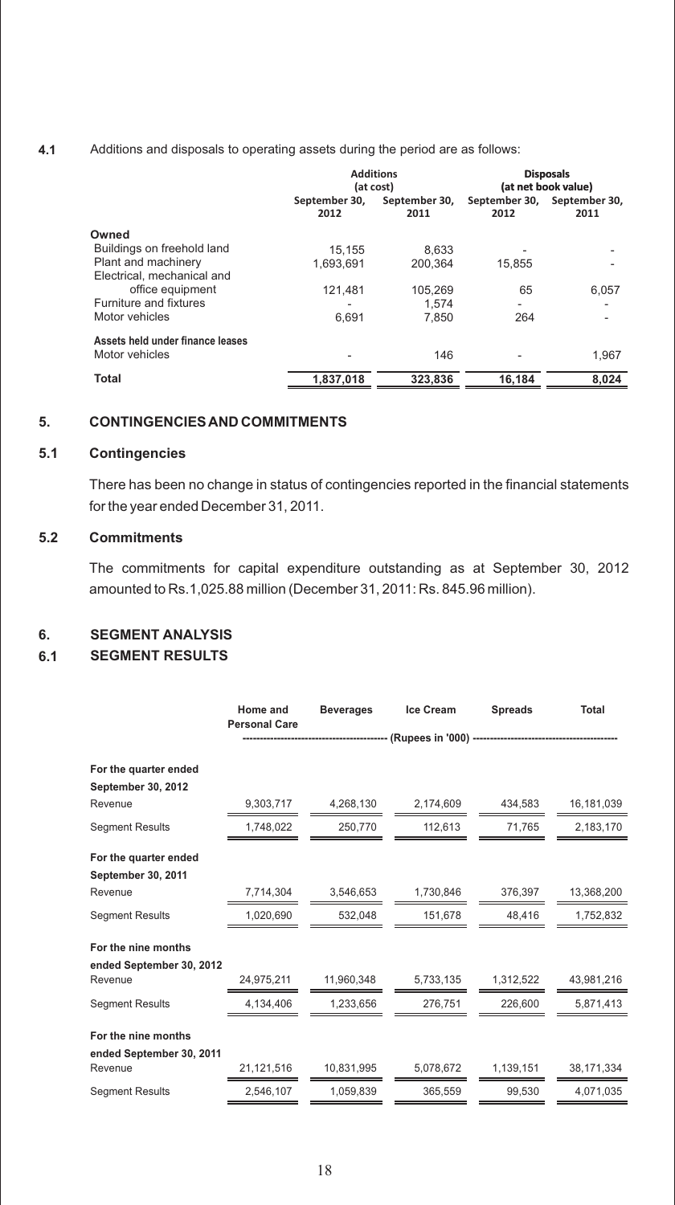**4.1** Additions and disposals to operating assets during the period are as follows:

| | Additions (at cost) | | Disposals (at net book value) | |
|---|---|---|---|---|
| | September 30, 2012 | September 30, 2011 | September 30, 2012 | September 30, 2011 |
| **Owned** | | | | |
| Buildings on freehold land | 15,155 | 8,633 | - | - |
| Plant and machinery | 1,693,691 | 200,364 | 15,855 | - |
| Electrical, mechanical and office equipment | 121,481 | 105,269 | 65 | 6,057 |
| Furniture and fixtures | - | 1,574 | - | - |
| Motor vehicles | 6,691 | 7,850 | 264 | - |
| **Assets held under finance leases** | | | | |
| Motor vehicles | - | 146 | - | 1,967 |
| **Total** | **1,837,018** | **323,836** | **16,184** | **8,024** |

## 5. CONTINGENCIES AND COMMITMENTS

### 5.1 Contingencies

There has been no change in status of contingencies reported in the financial statements for the year ended December 31, 2011.

### 5.2 Commitments

The commitments for capital expenditure outstanding as at September 30, 2012 amounted to Rs.1,025.88 million (December 31, 2011: Rs. 845.96 million).

## 6. SEGMENT ANALYSIS

### 6.1 SEGMENT RESULTS

| | Home and Personal Care | Beverages | Ice Cream | Spreads | Total |
|---|---|---|---|---|---|
| | (Rupees in '000) | | | | |
| **For the quarter ended September 30, 2012** | | | | | |
| Revenue | 9,303,717 | 4,268,130 | 2,174,609 | 434,583 | 16,181,039 |
| Segment Results | 1,748,022 | 250,770 | 112,613 | 71,765 | 2,183,170 |
| **For the quarter ended September 30, 2011** | | | | | |
| Revenue | 7,714,304 | 3,546,653 | 1,730,846 | 376,397 | 13,368,200 |
| Segment Results | 1,020,690 | 532,048 | 151,678 | 48,416 | 1,752,832 |
| **For the nine months ended September 30, 2012** | | | | | |
| Revenue | 24,975,211 | 11,960,348 | 5,733,135 | 1,312,522 | 43,981,216 |
| Segment Results | 4,134,406 | 1,233,656 | 276,751 | 226,600 | 5,871,413 |
| **For the nine months ended September 30, 2011** | | | | | |
| Revenue | 21,121,516 | 10,831,995 | 5,078,672 | 1,139,151 | 38,171,334 |
| Segment Results | 2,546,107 | 1,059,839 | 365,559 | 99,530 | 4,071,035 |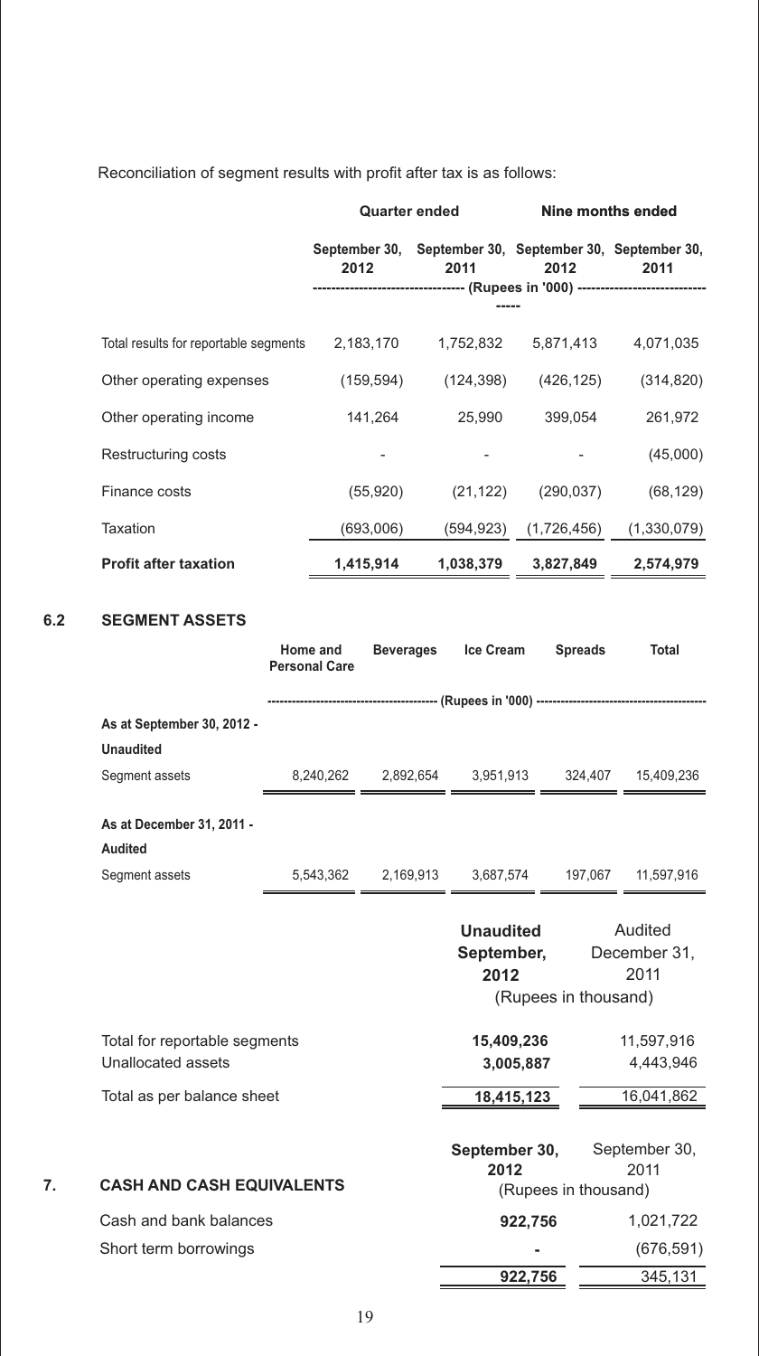Reconciliation of segment results with profit after tax is as follows:

| | Quarter ended | | Nine months ended | |
|---|---|---|---|---|
| | September 30, 2012 | September 30, 2011 | September 30, 2012 | September 30, 2011 |
| | (Rupees in '000) | | | |
| Total results for reportable segments | 2,183,170 | 1,752,832 | 5,871,413 | 4,071,035 |
| Other operating expenses | (159,594) | (124,398) | (426,125) | (314,820) |
| Other operating income | 141,264 | 25,990 | 399,054 | 261,972 |
| Restructuring costs | - | - | - | (45,000) |
| Finance costs | (55,920) | (21,122) | (290,037) | (68,129) |
| Taxation | (693,006) | (594,923) | (1,726,456) | (1,330,079) |
| **Profit after taxation** | **1,415,914** | **1,038,379** | **3,827,849** | **2,574,979** |

## 6.2 SEGMENT ASSETS

| | Home and Personal Care | Beverages | Ice Cream | Spreads | Total |
|---|---|---|---|---|---|
| | (Rupees in '000) | | | | |
| **As at September 30, 2012 - Unaudited** | | | | | |
| Segment assets | 8,240,262 | 2,892,654 | 3,951,913 | 324,407 | 15,409,236 |
| **As at December 31, 2011 - Audited** | | | | | |
| Segment assets | 5,543,362 | 2,169,913 | 3,687,574 | 197,067 | 11,597,916 |

| | Unaudited September, 2012 | Audited December 31, 2011 |
|---|---|---|
| | (Rupees in thousand) | |
| Total for reportable segments | **15,409,236** | 11,597,916 |
| Unallocated assets | **3,005,887** | 4,443,946 |
| Total as per balance sheet | **18,415,123** | 16,041,862 |

## 7. CASH AND CASH EQUIVALENTS

| | September 30, 2012 | September 30, 2011 |
|---|---|---|
| | (Rupees in thousand) | |
| Cash and bank balances | **922,756** | 1,021,722 |
| Short term borrowings | **-** | (676,591) |
| | **922,756** | 345,131 |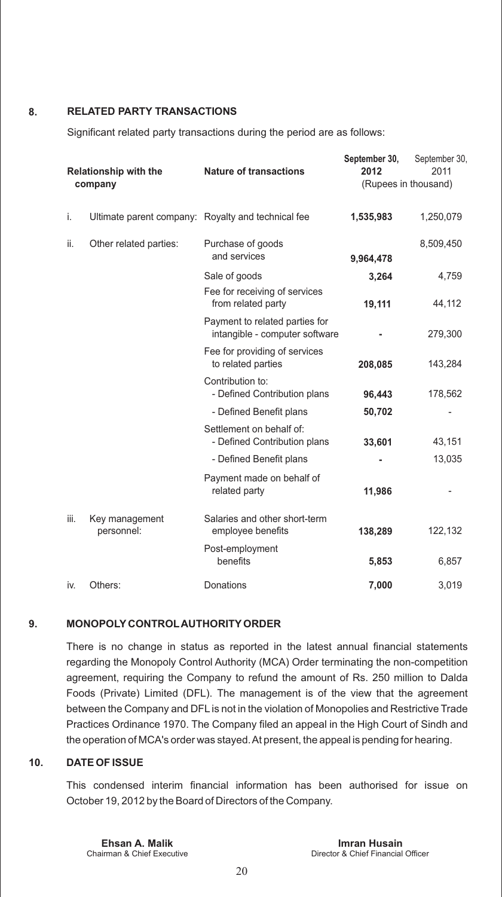## 8. RELATED PARTY TRANSACTIONS

Significant related party transactions during the period are as follows:

| Relationship with the company | Nature of transactions | September 30, 2012 | September 30, 2011 |
|---|---|---|---|
| | | (Rupees in thousand) | |
| i. Ultimate parent company: | Royalty and technical fee | **1,535,983** | 1,250,079 |
| ii. Other related parties: | Purchase of goods and services | **9,964,478** | 8,509,450 |
| | Sale of goods | **3,264** | 4,759 |
| | Fee for receiving of services from related party | **19,111** | 44,112 |
| | Payment to related parties for intangible - computer software | **-** | 279,300 |
| | Fee for providing of services to related parties | **208,085** | 143,284 |
| | Contribution to: | | |
| | - Defined Contribution plans | **96,443** | 178,562 |
| | - Defined Benefit plans | **50,702** | - |
| | Settlement on behalf of: | | |
| | - Defined Contribution plans | **33,601** | 43,151 |
| | - Defined Benefit plans | **-** | 13,035 |
| | Payment made on behalf of related party | **11,986** | - |
| iii. Key management personnel: | Salaries and other short-term employee benefits | **138,289** | 122,132 |
| | Post-employment benefits | **5,853** | 6,857 |
| iv. Others: | Donations | **7,000** | 3,019 |

## 9. MONOPOLY CONTROL AUTHORITY ORDER

There is no change in status as reported in the latest annual financial statements regarding the Monopoly Control Authority (MCA) Order terminating the non-competition agreement, requiring the Company to refund the amount of Rs. 250 million to Dalda Foods (Private) Limited (DFL). The management is of the view that the agreement between the Company and DFL is not in the violation of Monopolies and Restrictive Trade Practices Ordinance 1970. The Company filed an appeal in the High Court of Sindh and the operation of MCA's order was stayed. At present, the appeal is pending for hearing.

## 10. DATE OF ISSUE

This condensed interim financial information has been authorised for issue on October 19, 2012 by the Board of Directors of the Company.

**Ehsan A. Malik**
Chairman & Chief Executive

**Imran Husain**
Director & Chief Financial Officer